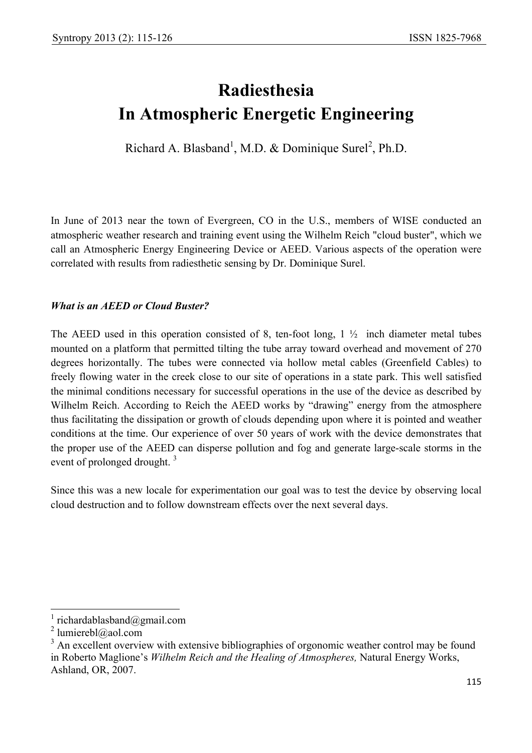# Radiesthesia In Atmospheric Energetic Engineering

Richard A. Blasband[1], M.D. & Dominique Surel[2], Ph.D.

In June of 2013 near the town of Evergreen, CO in the U.S., members of WISE conducted an atmospheric weather research and training event using the Wilhelm Reich "cloud buster", which we call an Atmospheric Energy Engineering Device or AEED. Various aspects of the operation were correlated with results from radiesthetic sensing by Dr. Dominique Surel.

### *What is an AEED or Cloud Buster?*

The AEED used in this operation consisted of 8, ten-foot long, 1 ½ inch diameter metal tubes mounted on a platform that permitted tilting the tube array toward overhead and movement of 270 degrees horizontally. The tubes were connected via hollow metal cables (Greenfield Cables) to freely flowing water in the creek close to our site of operations in a state park. This well satisfied the minimal conditions necessary for successful operations in the use of the device as described by Wilhelm Reich. According to Reich the AEED works by "drawing" energy from the atmosphere thus facilitating the dissipation or growth of clouds depending upon where it is pointed and weather conditions at the time. Our experience of over 50 years of work with the device demonstrates that the proper use of the AEED can disperse pollution and fog and generate large-scale storms in the event of prolonged drought. [3]

Since this was a new locale for experimentation our goal was to test the device by observing local cloud destruction and to follow downstream effects over the next several days.

---

[1] richardablasband@gmail.com

[2] lumierebl@aol.com

[3] An excellent overview with extensive bibliographies of orgonomic weather control may be found in Roberto Maglione's *Wilhelm Reich and the Healing of Atmospheres,* Natural Energy Works, Ashland, OR, 2007.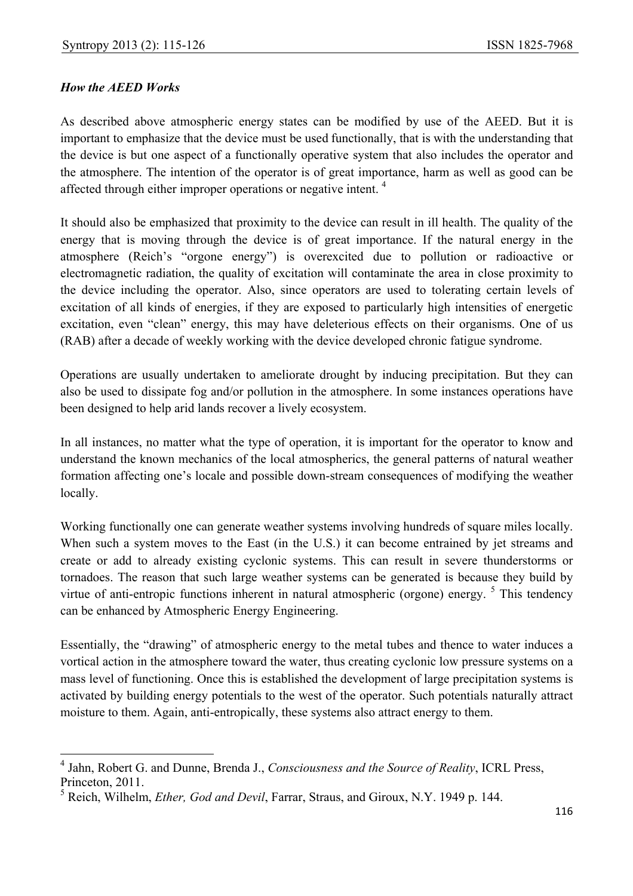### *How the AEED Works*

As described above atmospheric energy states can be modified by use of the AEED. But it is important to emphasize that the device must be used functionally, that is with the understanding that the device is but one aspect of a functionally operative system that also includes the operator and the atmosphere. The intention of the operator is of great importance, harm as well as good can be affected through either improper operations or negative intent. [4]

It should also be emphasized that proximity to the device can result in ill health. The quality of the energy that is moving through the device is of great importance. If the natural energy in the atmosphere (Reich's "orgone energy") is overexcited due to pollution or radioactive or electromagnetic radiation, the quality of excitation will contaminate the area in close proximity to the device including the operator. Also, since operators are used to tolerating certain levels of excitation of all kinds of energies, if they are exposed to particularly high intensities of energetic excitation, even "clean" energy, this may have deleterious effects on their organisms. One of us (RAB) after a decade of weekly working with the device developed chronic fatigue syndrome.

Operations are usually undertaken to ameliorate drought by inducing precipitation. But they can also be used to dissipate fog and/or pollution in the atmosphere. In some instances operations have been designed to help arid lands recover a lively ecosystem.

In all instances, no matter what the type of operation, it is important for the operator to know and understand the known mechanics of the local atmospherics, the general patterns of natural weather formation affecting one's locale and possible down-stream consequences of modifying the weather locally.

Working functionally one can generate weather systems involving hundreds of square miles locally. When such a system moves to the East (in the U.S.) it can become entrained by jet streams and create or add to already existing cyclonic systems. This can result in severe thunderstorms or tornadoes. The reason that such large weather systems can be generated is because they build by virtue of anti-entropic functions inherent in natural atmospheric (orgone) energy. [5] This tendency can be enhanced by Atmospheric Energy Engineering.

Essentially, the "drawing" of atmospheric energy to the metal tubes and thence to water induces a vortical action in the atmosphere toward the water, thus creating cyclonic low pressure systems on a mass level of functioning. Once this is established the development of large precipitation systems is activated by building energy potentials to the west of the operator. Such potentials naturally attract moisture to them. Again, anti-entropically, these systems also attract energy to them.

---

[4] Jahn, Robert G. and Dunne, Brenda J., *Consciousness and the Source of Reality*, ICRL Press, Princeton, 2011.

[5] Reich, Wilhelm, *Ether, God and Devil*, Farrar, Straus, and Giroux, N.Y. 1949 p. 144.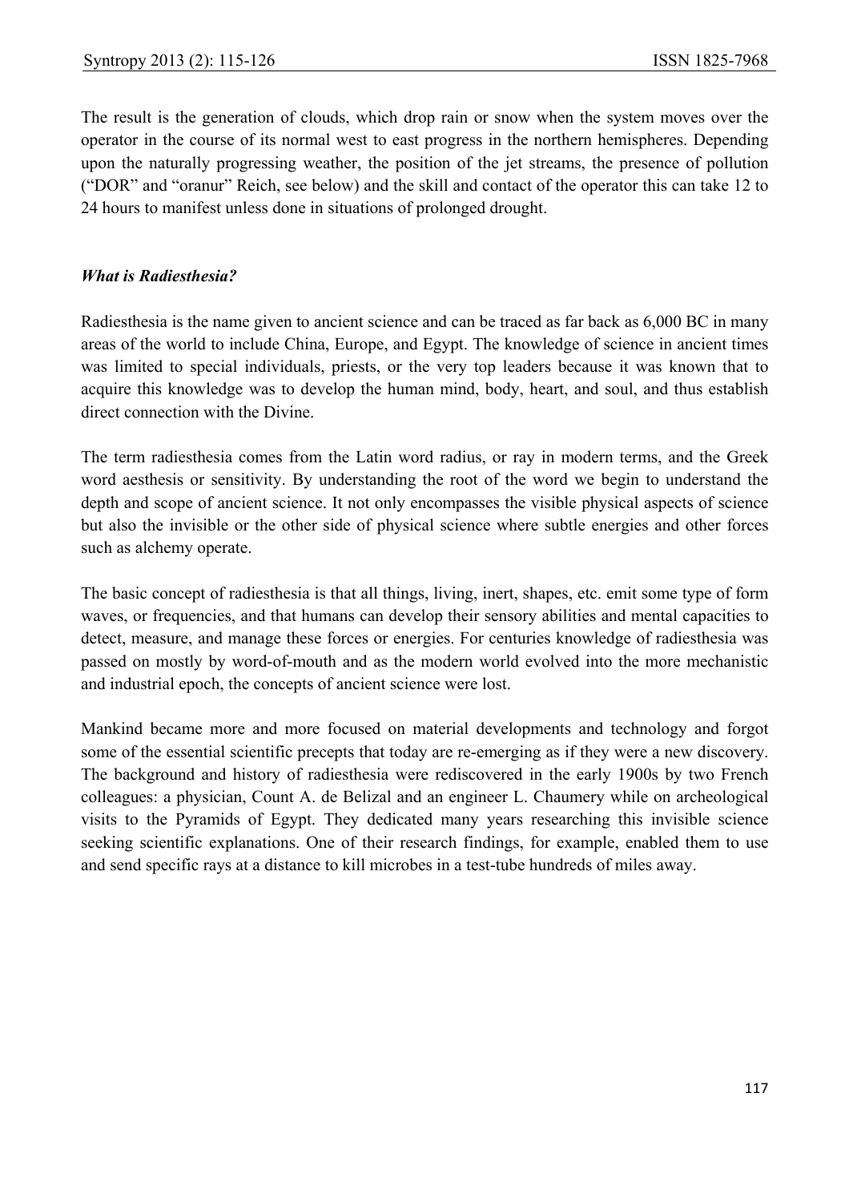The result is the generation of clouds, which drop rain or snow when the system moves over the operator in the course of its normal west to east progress in the northern hemispheres. Depending upon the naturally progressing weather, the position of the jet streams, the presence of pollution ("DOR" and "oranur" Reich, see below) and the skill and contact of the operator this can take 12 to 24 hours to manifest unless done in situations of prolonged drought.

### *What is Radiesthesia?*

Radiesthesia is the name given to ancient science and can be traced as far back as 6,000 BC in many areas of the world to include China, Europe, and Egypt. The knowledge of science in ancient times was limited to special individuals, priests, or the very top leaders because it was known that to acquire this knowledge was to develop the human mind, body, heart, and soul, and thus establish direct connection with the Divine.

The term radiesthesia comes from the Latin word radius, or ray in modern terms, and the Greek word aesthesis or sensitivity. By understanding the root of the word we begin to understand the depth and scope of ancient science. It not only encompasses the visible physical aspects of science but also the invisible or the other side of physical science where subtle energies and other forces such as alchemy operate.

The basic concept of radiesthesia is that all things, living, inert, shapes, etc. emit some type of form waves, or frequencies, and that humans can develop their sensory abilities and mental capacities to detect, measure, and manage these forces or energies. For centuries knowledge of radiesthesia was passed on mostly by word-of-mouth and as the modern world evolved into the more mechanistic and industrial epoch, the concepts of ancient science were lost.

Mankind became more and more focused on material developments and technology and forgot some of the essential scientific precepts that today are re-emerging as if they were a new discovery. The background and history of radiesthesia were rediscovered in the early 1900s by two French colleagues: a physician, Count A. de Belizal and an engineer L. Chaumery while on archeological visits to the Pyramids of Egypt. They dedicated many years researching this invisible science seeking scientific explanations. One of their research findings, for example, enabled them to use and send specific rays at a distance to kill microbes in a test-tube hundreds of miles away.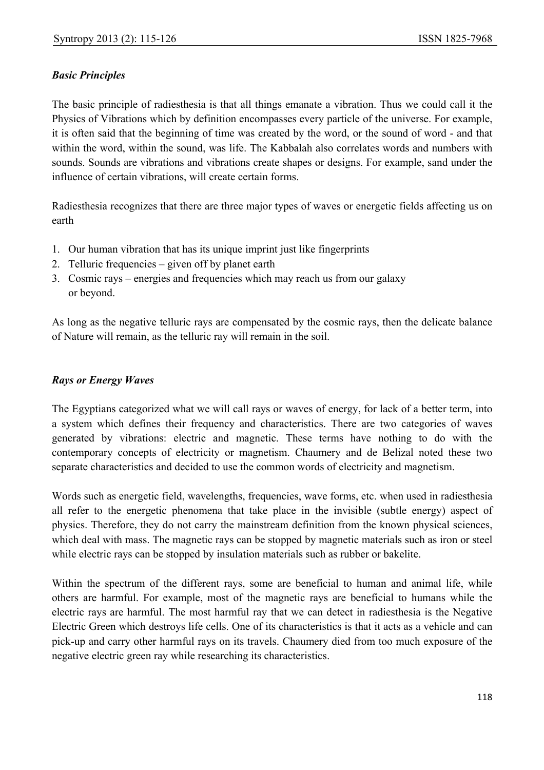### *Basic Principles*

The basic principle of radiesthesia is that all things emanate a vibration. Thus we could call it the Physics of Vibrations which by definition encompasses every particle of the universe. For example, it is often said that the beginning of time was created by the word, or the sound of word - and that within the word, within the sound, was life. The Kabbalah also correlates words and numbers with sounds. Sounds are vibrations and vibrations create shapes or designs. For example, sand under the influence of certain vibrations, will create certain forms.

Radiesthesia recognizes that there are three major types of waves or energetic fields affecting us on earth

1. Our human vibration that has its unique imprint just like fingerprints
2. Telluric frequencies – given off by planet earth
3. Cosmic rays – energies and frequencies which may reach us from our galaxy or beyond.

As long as the negative telluric rays are compensated by the cosmic rays, then the delicate balance of Nature will remain, as the telluric ray will remain in the soil.

### *Rays or Energy Waves*

The Egyptians categorized what we will call rays or waves of energy, for lack of a better term, into a system which defines their frequency and characteristics. There are two categories of waves generated by vibrations: electric and magnetic. These terms have nothing to do with the contemporary concepts of electricity or magnetism. Chaumery and de Belizal noted these two separate characteristics and decided to use the common words of electricity and magnetism.

Words such as energetic field, wavelengths, frequencies, wave forms, etc. when used in radiesthesia all refer to the energetic phenomena that take place in the invisible (subtle energy) aspect of physics. Therefore, they do not carry the mainstream definition from the known physical sciences, which deal with mass. The magnetic rays can be stopped by magnetic materials such as iron or steel while electric rays can be stopped by insulation materials such as rubber or bakelite.

Within the spectrum of the different rays, some are beneficial to human and animal life, while others are harmful. For example, most of the magnetic rays are beneficial to humans while the electric rays are harmful. The most harmful ray that we can detect in radiesthesia is the Negative Electric Green which destroys life cells. One of its characteristics is that it acts as a vehicle and can pick-up and carry other harmful rays on its travels. Chaumery died from too much exposure of the negative electric green ray while researching its characteristics.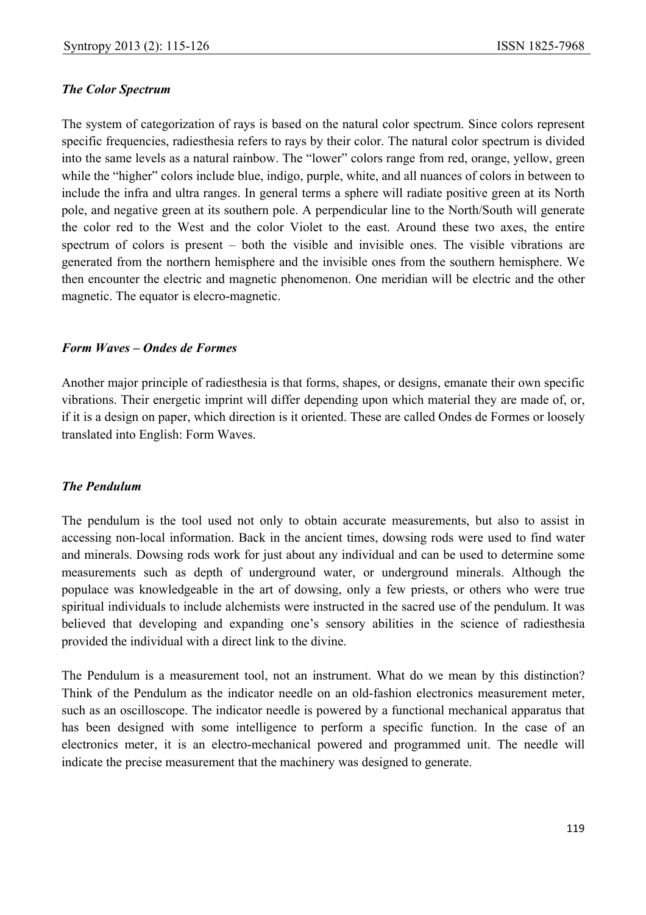### *The Color Spectrum*

The system of categorization of rays is based on the natural color spectrum. Since colors represent specific frequencies, radiesthesia refers to rays by their color. The natural color spectrum is divided into the same levels as a natural rainbow. The "lower" colors range from red, orange, yellow, green while the "higher" colors include blue, indigo, purple, white, and all nuances of colors in between to include the infra and ultra ranges. In general terms a sphere will radiate positive green at its North pole, and negative green at its southern pole. A perpendicular line to the North/South will generate the color red to the West and the color Violet to the east. Around these two axes, the entire spectrum of colors is present – both the visible and invisible ones. The visible vibrations are generated from the northern hemisphere and the invisible ones from the southern hemisphere. We then encounter the electric and magnetic phenomenon. One meridian will be electric and the other magnetic. The equator is elecro-magnetic.

### *Form Waves – Ondes de Formes*

Another major principle of radiesthesia is that forms, shapes, or designs, emanate their own specific vibrations. Their energetic imprint will differ depending upon which material they are made of, or, if it is a design on paper, which direction is it oriented. These are called Ondes de Formes or loosely translated into English: Form Waves.

### *The Pendulum*

The pendulum is the tool used not only to obtain accurate measurements, but also to assist in accessing non-local information. Back in the ancient times, dowsing rods were used to find water and minerals. Dowsing rods work for just about any individual and can be used to determine some measurements such as depth of underground water, or underground minerals. Although the populace was knowledgeable in the art of dowsing, only a few priests, or others who were true spiritual individuals to include alchemists were instructed in the sacred use of the pendulum. It was believed that developing and expanding one's sensory abilities in the science of radiesthesia provided the individual with a direct link to the divine.

The Pendulum is a measurement tool, not an instrument. What do we mean by this distinction? Think of the Pendulum as the indicator needle on an old-fashion electronics measurement meter, such as an oscilloscope. The indicator needle is powered by a functional mechanical apparatus that has been designed with some intelligence to perform a specific function. In the case of an electronics meter, it is an electro-mechanical powered and programmed unit. The needle will indicate the precise measurement that the machinery was designed to generate.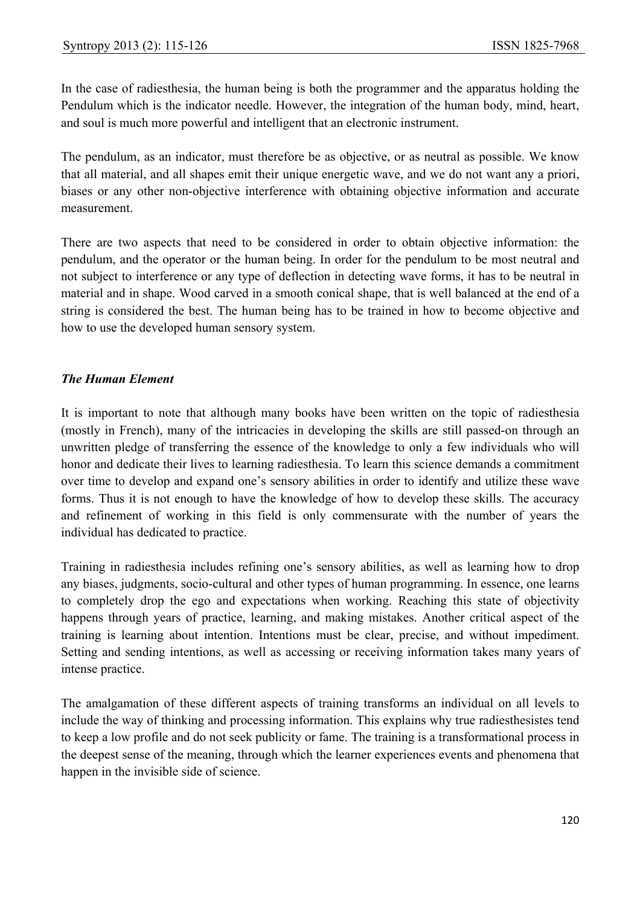In the case of radiesthesia, the human being is both the programmer and the apparatus holding the Pendulum which is the indicator needle. However, the integration of the human body, mind, heart, and soul is much more powerful and intelligent that an electronic instrument.

The pendulum, as an indicator, must therefore be as objective, or as neutral as possible. We know that all material, and all shapes emit their unique energetic wave, and we do not want any a priori, biases or any other non-objective interference with obtaining objective information and accurate measurement.

There are two aspects that need to be considered in order to obtain objective information: the pendulum, and the operator or the human being. In order for the pendulum to be most neutral and not subject to interference or any type of deflection in detecting wave forms, it has to be neutral in material and in shape. Wood carved in a smooth conical shape, that is well balanced at the end of a string is considered the best. The human being has to be trained in how to become objective and how to use the developed human sensory system.

***The Human Element***

It is important to note that although many books have been written on the topic of radiesthesia (mostly in French), many of the intricacies in developing the skills are still passed-on through an unwritten pledge of transferring the essence of the knowledge to only a few individuals who will honor and dedicate their lives to learning radiesthesia. To learn this science demands a commitment over time to develop and expand one's sensory abilities in order to identify and utilize these wave forms. Thus it is not enough to have the knowledge of how to develop these skills. The accuracy and refinement of working in this field is only commensurate with the number of years the individual has dedicated to practice.

Training in radiesthesia includes refining one's sensory abilities, as well as learning how to drop any biases, judgments, socio-cultural and other types of human programming. In essence, one learns to completely drop the ego and expectations when working. Reaching this state of objectivity happens through years of practice, learning, and making mistakes. Another critical aspect of the training is learning about intention. Intentions must be clear, precise, and without impediment. Setting and sending intentions, as well as accessing or receiving information takes many years of intense practice.

The amalgamation of these different aspects of training transforms an individual on all levels to include the way of thinking and processing information. This explains why true radiesthesistes tend to keep a low profile and do not seek publicity or fame. The training is a transformational process in the deepest sense of the meaning, through which the learner experiences events and phenomena that happen in the invisible side of science.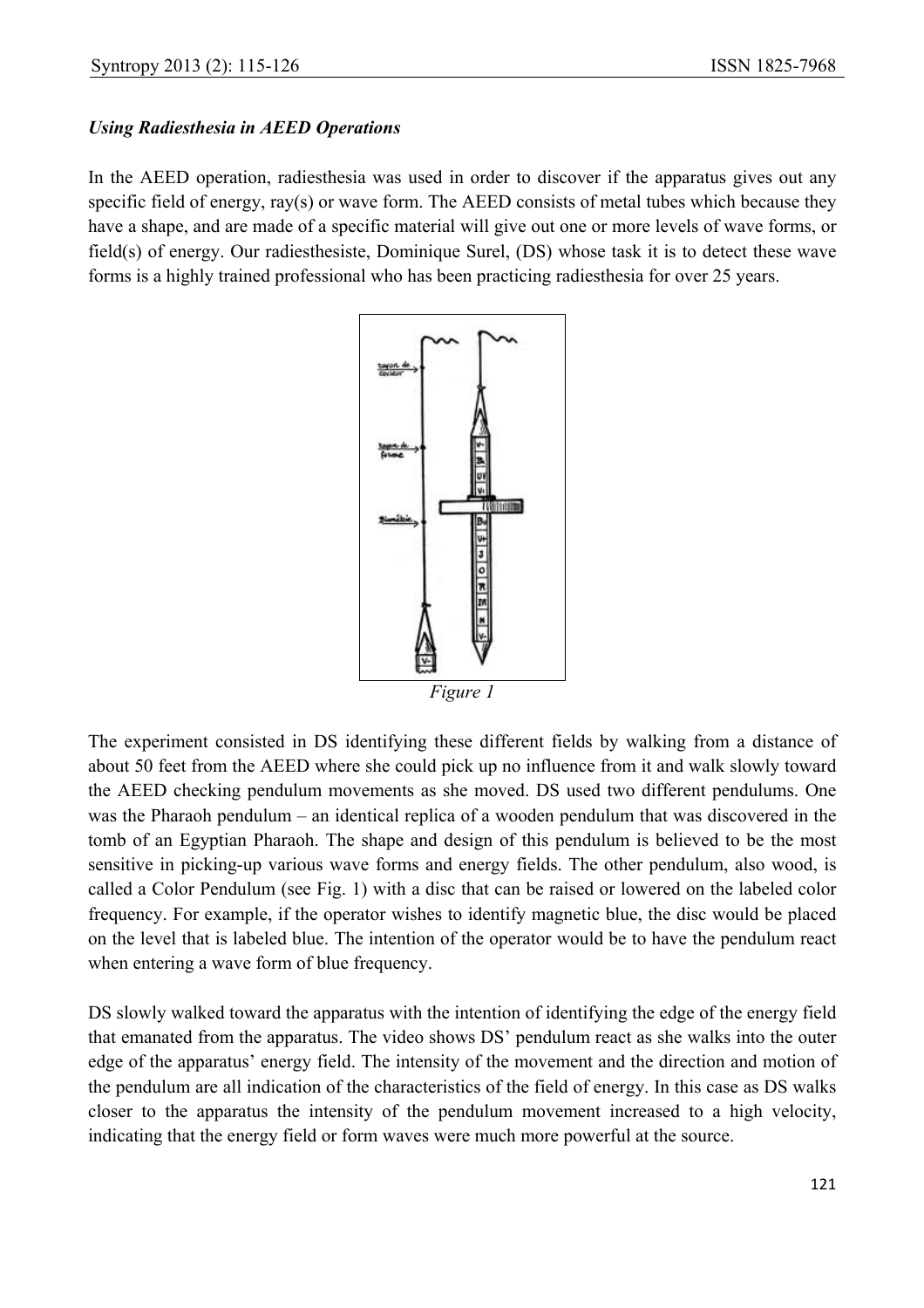*Using Radiesthesia in AEED Operations*

In the AEED operation, radiesthesia was used in order to discover if the apparatus gives out any specific field of energy, ray(s) or wave form. The AEED consists of metal tubes which because they have a shape, and are made of a specific material will give out one or more levels of wave forms, or field(s) of energy. Our radiesthesiste, Dominique Surel, (DS) whose task it is to detect these wave forms is a highly trained professional who has been practicing radiesthesia for over 25 years.

*Figure 1*

The experiment consisted in DS identifying these different fields by walking from a distance of about 50 feet from the AEED where she could pick up no influence from it and walk slowly toward the AEED checking pendulum movements as she moved. DS used two different pendulums. One was the Pharaoh pendulum – an identical replica of a wooden pendulum that was discovered in the tomb of an Egyptian Pharaoh. The shape and design of this pendulum is believed to be the most sensitive in picking-up various wave forms and energy fields. The other pendulum, also wood, is called a Color Pendulum (see Fig. 1) with a disc that can be raised or lowered on the labeled color frequency. For example, if the operator wishes to identify magnetic blue, the disc would be placed on the level that is labeled blue. The intention of the operator would be to have the pendulum react when entering a wave form of blue frequency.

DS slowly walked toward the apparatus with the intention of identifying the edge of the energy field that emanated from the apparatus. The video shows DS' pendulum react as she walks into the outer edge of the apparatus' energy field. The intensity of the movement and the direction and motion of the pendulum are all indication of the characteristics of the field of energy. In this case as DS walks closer to the apparatus the intensity of the pendulum movement increased to a high velocity, indicating that the energy field or form waves were much more powerful at the source.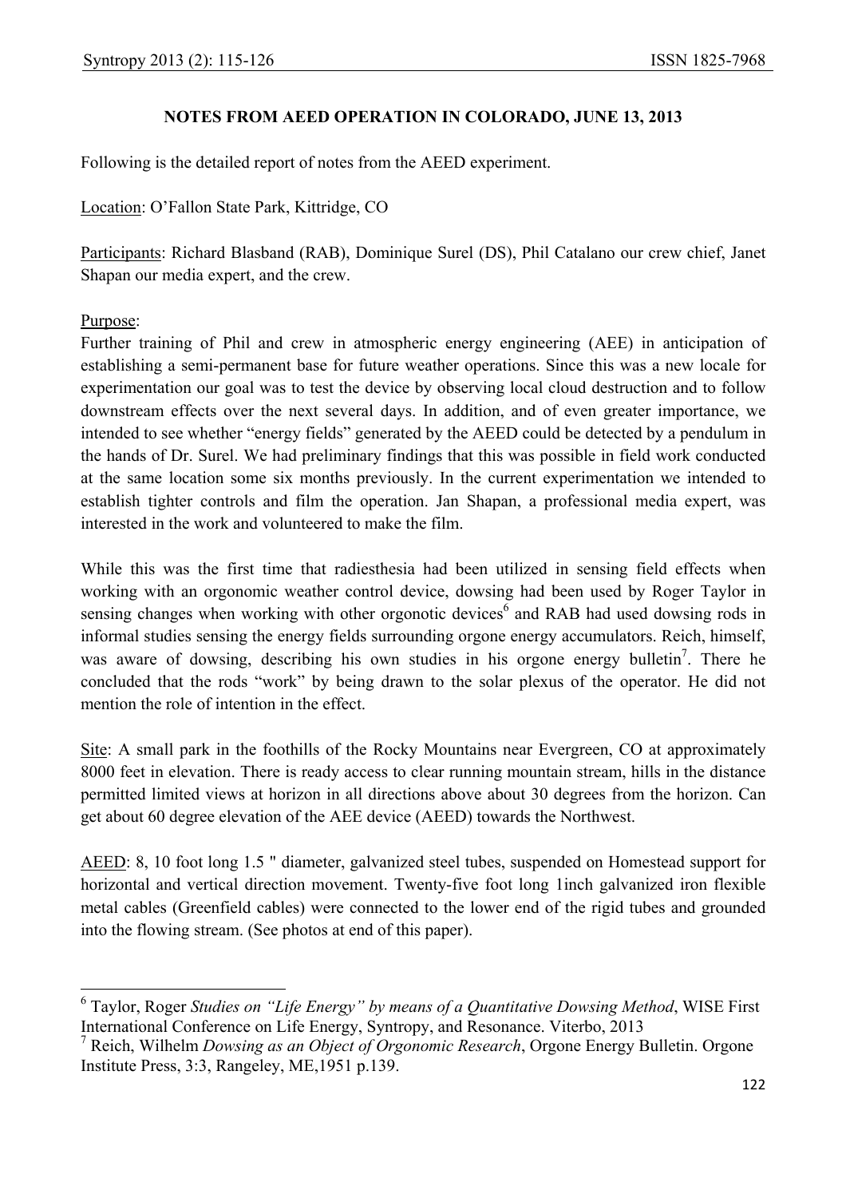## NOTES FROM AEED OPERATION IN COLORADO, JUNE 13, 2013

Following is the detailed report of notes from the AEED experiment.

Location: O'Fallon State Park, Kittridge, CO

Participants: Richard Blasband (RAB), Dominique Surel (DS), Phil Catalano our crew chief, Janet Shapan our media expert, and the crew.

Purpose:
Further training of Phil and crew in atmospheric energy engineering (AEE) in anticipation of establishing a semi-permanent base for future weather operations. Since this was a new locale for experimentation our goal was to test the device by observing local cloud destruction and to follow downstream effects over the next several days. In addition, and of even greater importance, we intended to see whether "energy fields" generated by the AEED could be detected by a pendulum in the hands of Dr. Surel. We had preliminary findings that this was possible in field work conducted at the same location some six months previously. In the current experimentation we intended to establish tighter controls and film the operation. Jan Shapan, a professional media expert, was interested in the work and volunteered to make the film.

While this was the first time that radiesthesia had been utilized in sensing field effects when working with an orgonomic weather control device, dowsing had been used by Roger Taylor in sensing changes when working with other orgonotic devices[6] and RAB had used dowsing rods in informal studies sensing the energy fields surrounding orgone energy accumulators. Reich, himself, was aware of dowsing, describing his own studies in his orgone energy bulletin[7]. There he concluded that the rods "work" by being drawn to the solar plexus of the operator. He did not mention the role of intention in the effect.

Site: A small park in the foothills of the Rocky Mountains near Evergreen, CO at approximately 8000 feet in elevation. There is ready access to clear running mountain stream, hills in the distance permitted limited views at horizon in all directions above about 30 degrees from the horizon. Can get about 60 degree elevation of the AEE device (AEED) towards the Northwest.

AEED: 8, 10 foot long 1.5 " diameter, galvanized steel tubes, suspended on Homestead support for horizontal and vertical direction movement. Twenty-five foot long 1inch galvanized iron flexible metal cables (Greenfield cables) were connected to the lower end of the rigid tubes and grounded into the flowing stream. (See photos at end of this paper).

---

[6] Taylor, Roger *Studies on "Life Energy" by means of a Quantitative Dowsing Method*, WISE First International Conference on Life Energy, Syntropy, and Resonance. Viterbo, 2013

[7] Reich, Wilhelm *Dowsing as an Object of Orgonomic Research*, Orgone Energy Bulletin. Orgone Institute Press, 3:3, Rangeley, ME,1951 p.139.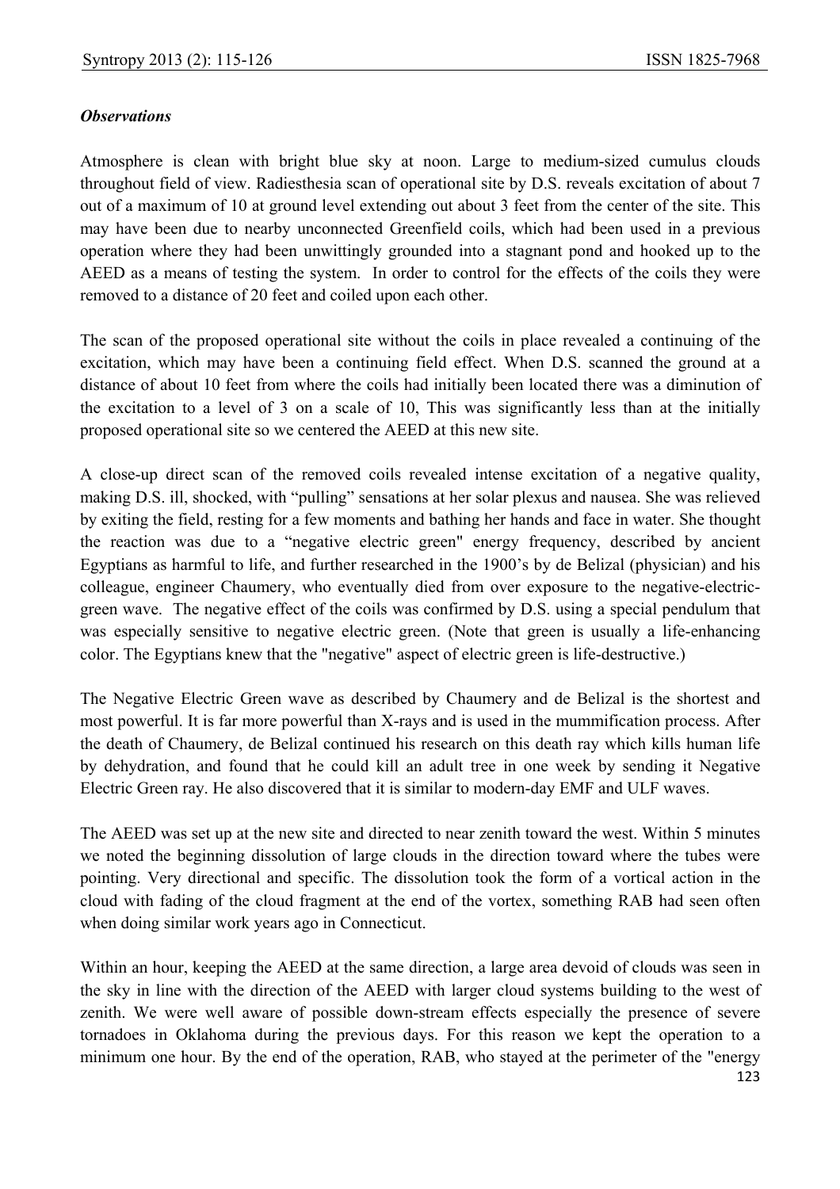***Observations***

Atmosphere is clean with bright blue sky at noon. Large to medium-sized cumulus clouds throughout field of view. Radiesthesia scan of operational site by D.S. reveals excitation of about 7 out of a maximum of 10 at ground level extending out about 3 feet from the center of the site. This may have been due to nearby unconnected Greenfield coils, which had been used in a previous operation where they had been unwittingly grounded into a stagnant pond and hooked up to the AEED as a means of testing the system. In order to control for the effects of the coils they were removed to a distance of 20 feet and coiled upon each other.

The scan of the proposed operational site without the coils in place revealed a continuing of the excitation, which may have been a continuing field effect. When D.S. scanned the ground at a distance of about 10 feet from where the coils had initially been located there was a diminution of the excitation to a level of 3 on a scale of 10, This was significantly less than at the initially proposed operational site so we centered the AEED at this new site.

A close-up direct scan of the removed coils revealed intense excitation of a negative quality, making D.S. ill, shocked, with "pulling" sensations at her solar plexus and nausea. She was relieved by exiting the field, resting for a few moments and bathing her hands and face in water. She thought the reaction was due to a "negative electric green" energy frequency, described by ancient Egyptians as harmful to life, and further researched in the 1900's by de Belizal (physician) and his colleague, engineer Chaumery, who eventually died from over exposure to the negative-electric-green wave. The negative effect of the coils was confirmed by D.S. using a special pendulum that was especially sensitive to negative electric green. (Note that green is usually a life-enhancing color. The Egyptians knew that the "negative" aspect of electric green is life-destructive.)

The Negative Electric Green wave as described by Chaumery and de Belizal is the shortest and most powerful. It is far more powerful than X-rays and is used in the mummification process. After the death of Chaumery, de Belizal continued his research on this death ray which kills human life by dehydration, and found that he could kill an adult tree in one week by sending it Negative Electric Green ray. He also discovered that it is similar to modern-day EMF and ULF waves.

The AEED was set up at the new site and directed to near zenith toward the west. Within 5 minutes we noted the beginning dissolution of large clouds in the direction toward where the tubes were pointing. Very directional and specific. The dissolution took the form of a vortical action in the cloud with fading of the cloud fragment at the end of the vortex, something RAB had seen often when doing similar work years ago in Connecticut.

Within an hour, keeping the AEED at the same direction, a large area devoid of clouds was seen in the sky in line with the direction of the AEED with larger cloud systems building to the west of zenith. We were well aware of possible down-stream effects especially the presence of severe tornadoes in Oklahoma during the previous days. For this reason we kept the operation to a minimum one hour. By the end of the operation, RAB, who stayed at the perimeter of the "energy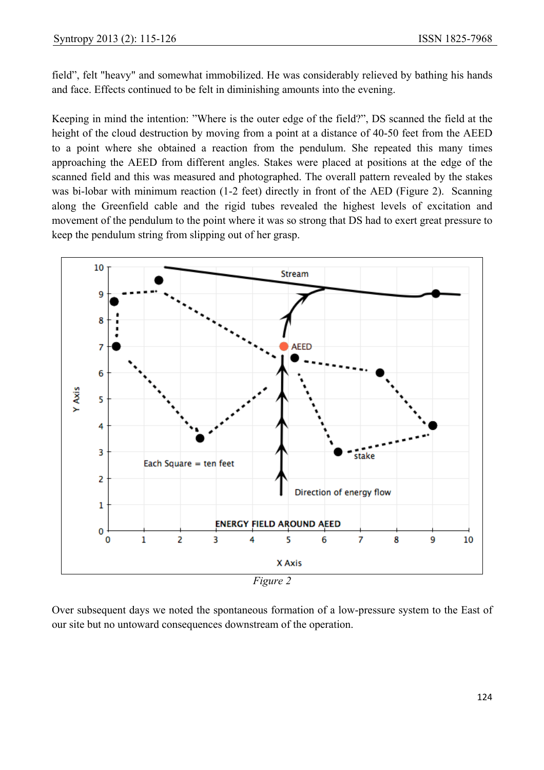field", felt "heavy" and somewhat immobilized. He was considerably relieved by bathing his hands and face. Effects continued to be felt in diminishing amounts into the evening.

Keeping in mind the intention: "Where is the outer edge of the field?", DS scanned the field at the height of the cloud destruction by moving from a point at a distance of 40-50 feet from the AEED to a point where she obtained a reaction from the pendulum. She repeated this many times approaching the AEED from different angles. Stakes were placed at positions at the edge of the scanned field and this was measured and photographed. The overall pattern revealed by the stakes was bi-lobar with minimum reaction (1-2 feet) directly in front of the AED (Figure 2). Scanning along the Greenfield cable and the rigid tubes revealed the highest levels of excitation and movement of the pendulum to the point where it was so strong that DS had to exert great pressure to keep the pendulum string from slipping out of her grasp.

*Figure 2*

Over subsequent days we noted the spontaneous formation of a low-pressure system to the East of our site but no untoward consequences downstream of the operation.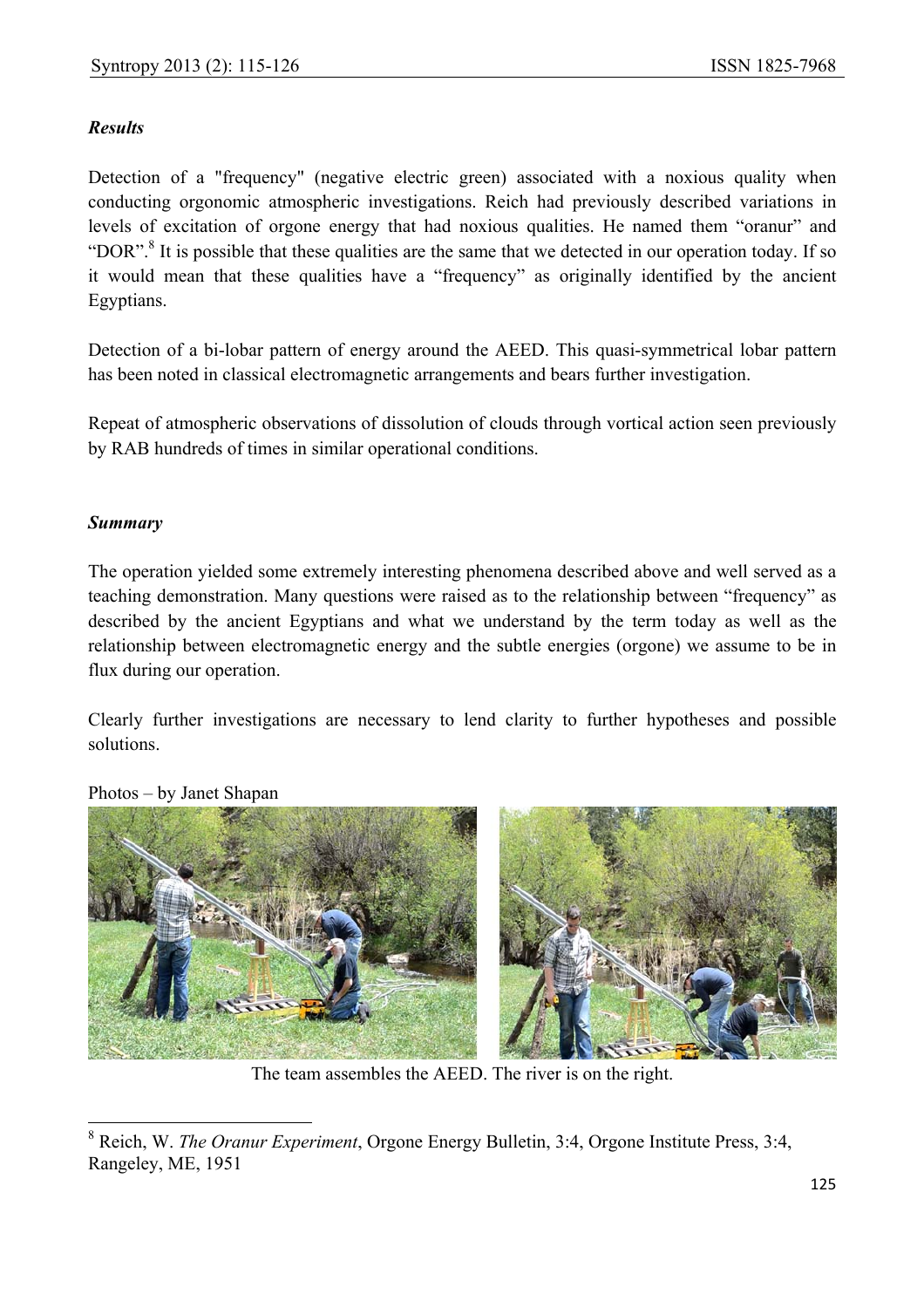***Results***

Detection of a "frequency" (negative electric green) associated with a noxious quality when conducting orgonomic atmospheric investigations. Reich had previously described variations in levels of excitation of orgone energy that had noxious qualities. He named them “oranur” and “DOR”.[8] It is possible that these qualities are the same that we detected in our operation today. If so it would mean that these qualities have a “frequency” as originally identified by the ancient Egyptians.

Detection of a bi-lobar pattern of energy around the AEED. This quasi-symmetrical lobar pattern has been noted in classical electromagnetic arrangements and bears further investigation.

Repeat of atmospheric observations of dissolution of clouds through vortical action seen previously by RAB hundreds of times in similar operational conditions.

***Summary***

The operation yielded some extremely interesting phenomena described above and well served as a teaching demonstration. Many questions were raised as to the relationship between “frequency” as described by the ancient Egyptians and what we understand by the term today as well as the relationship between electromagnetic energy and the subtle energies (orgone) we assume to be in flux during our operation.

Clearly further investigations are necessary to lend clarity to further hypotheses and possible solutions.

Photos – by Janet Shapan

The team assembles the AEED. The river is on the right.

---

[8] Reich, W. *The Oranur Experiment*, Orgone Energy Bulletin, 3:4, Orgone Institute Press, 3:4, Rangeley, ME, 1951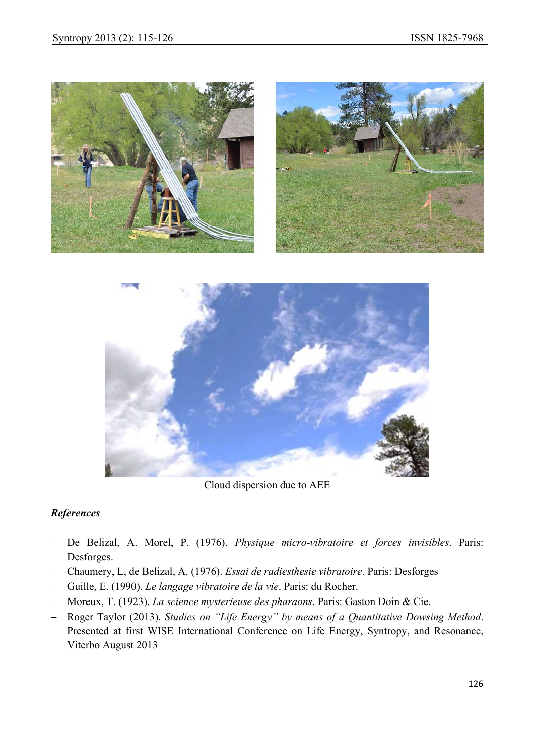Cloud dispersion due to AEE

***References***

- De Belizal, A. Morel, P. (1976). *Physique micro-vibratoire et forces invisibles*. Paris: Desforges.
- Chaumery, L, de Belizal, A. (1976). *Essai de radiesthesie vibratoire*. Paris: Desforges
- Guille, E. (1990). *Le langage vibratoire de la vie*. Paris: du Rocher.
- Moreux, T. (1923). *La science mysterieuse des pharaons*. Paris: Gaston Doin & Cie.
- Roger Taylor (2013). *Studies on "Life Energy" by means of a Quantitative Dowsing Method*. Presented at first WISE International Conference on Life Energy, Syntropy, and Resonance, Viterbo August 2013